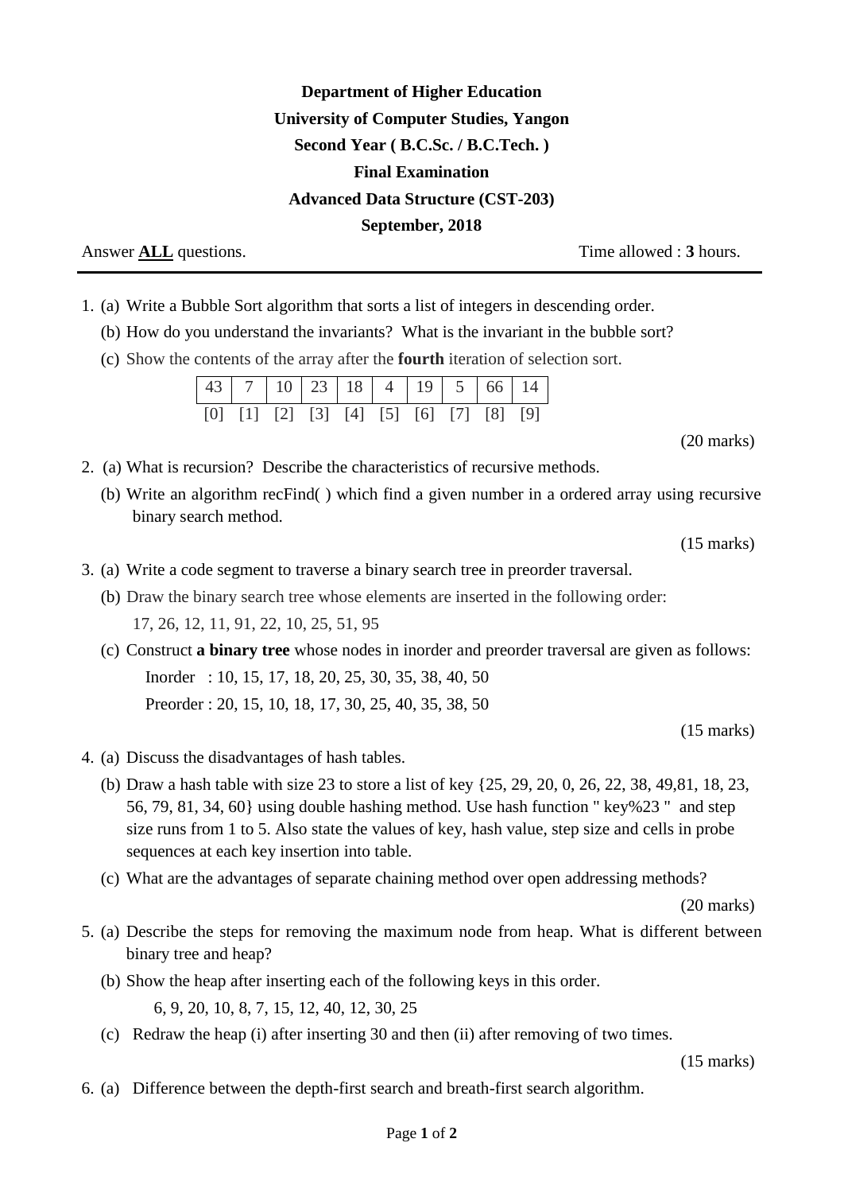**Department of Higher Education**

**University of Computer Studies, Yangon**

**Second Year ( B.C.Sc. / B.C.Tech. )**

**Final Examination**

**Advanced Data Structure (CST-203)**

**September, 2018**

Answer **ALL** questions. Time allowed : **3** hours.

---

1. (a) Write a Bubble Sort algorithm that sorts a list of integers in descending order.

   (b) How do you understand the invariants? What is the invariant in the bubble sort?

   (c) Show the contents of the array after the **fourth** iteration of selection sort.

| 43 | 7 | 10 | 23 | 18 | 4 | 19 | 5 | 66 | 14 |
|---|---|---|---|---|---|---|---|---|---|
| [0] | [1] | [2] | [3] | [4] | [5] | [6] | [7] | [8] | [9] |

(20 marks)

2. (a) What is recursion? Describe the characteristics of recursive methods.

   (b) Write an algorithm recFind( ) which find a given number in a ordered array using recursive binary search method.

(15 marks)

3. (a) Write a code segment to traverse a binary search tree in preorder traversal.

   (b) Draw the binary search tree whose elements are inserted in the following order:

   17, 26, 12, 11, 91, 22, 10, 25, 51, 95

   (c) Construct **a binary tree** whose nodes in inorder and preorder traversal are given as follows:

   Inorder : 10, 15, 17, 18, 20, 25, 30, 35, 38, 40, 50

   Preorder : 20, 15, 10, 18, 17, 30, 25, 40, 35, 38, 50

(15 marks)

4. (a) Discuss the disadvantages of hash tables.

   (b) Draw a hash table with size 23 to store a list of key {25, 29, 20, 0, 26, 22, 38, 49,81, 18, 23, 56, 79, 81, 34, 60} using double hashing method. Use hash function " key%23 " and step size runs from 1 to 5. Also state the values of key, hash value, step size and cells in probe sequences at each key insertion into table.

   (c) What are the advantages of separate chaining method over open addressing methods?

(20 marks)

5. (a) Describe the steps for removing the maximum node from heap. What is different between binary tree and heap?

   (b) Show the heap after inserting each of the following keys in this order.

   6, 9, 20, 10, 8, 7, 15, 12, 40, 12, 30, 25

   (c) Redraw the heap (i) after inserting 30 and then (ii) after removing of two times.

(15 marks)

6. (a) Difference between the depth-first search and breath-first search algorithm.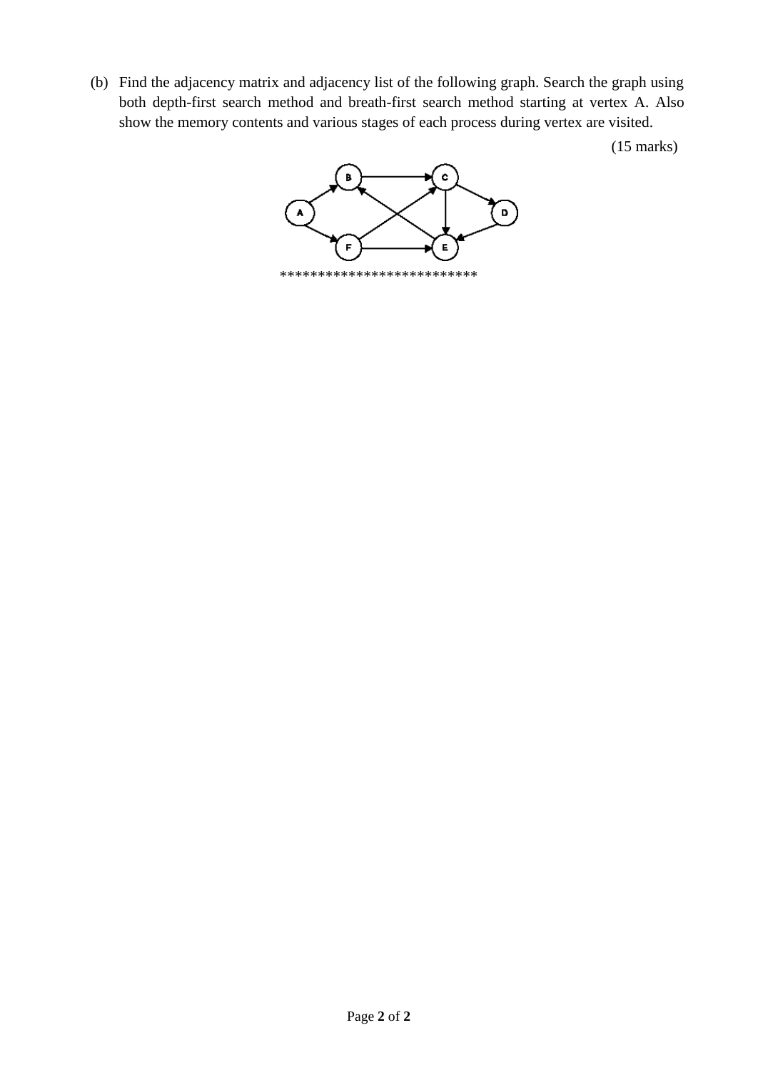(b) Find the adjacency matrix and adjacency list of the following graph. Search the graph using both depth-first search method and breath-first search method starting at vertex A. Also show the memory contents and various stages of each process during vertex are visited.

(15 marks)

B

C

A

D

F

E

*************************